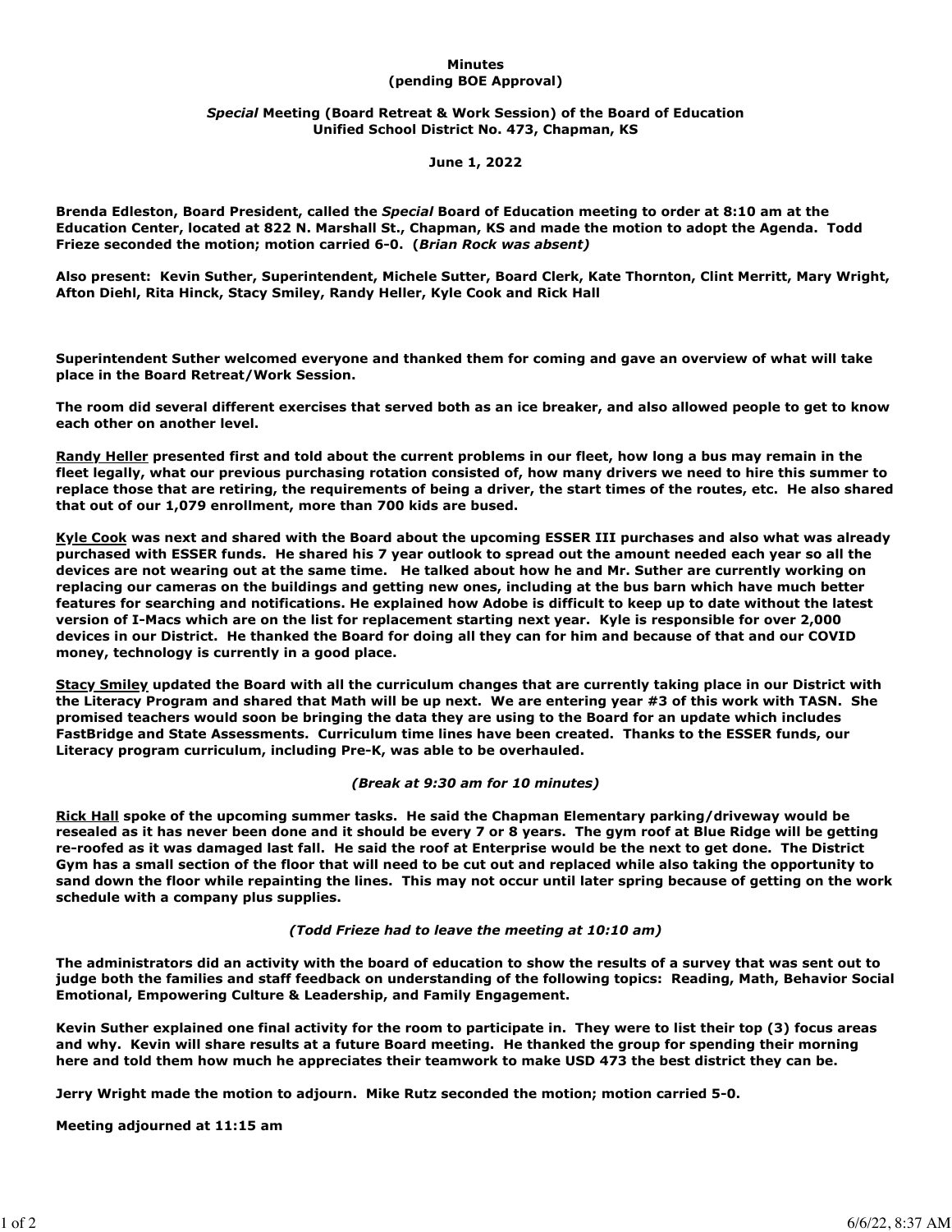**Minutes**
**(pending BOE Approval)**

***Special*** **Meeting (Board Retreat & Work Session) of the Board of Education**
**Unified School District No. 473, Chapman, KS**

**June 1, 2022**

**Brenda Edleston, Board President, called the** ***Special*** **Board of Education meeting to order at 8:10 am at the Education Center, located at 822 N. Marshall St., Chapman, KS and made the motion to adopt the Agenda. Todd Frieze seconded the motion; motion carried 6-0. (*Brian Rock was absent)***

**Also present: Kevin Suther, Superintendent, Michele Sutter, Board Clerk, Kate Thornton, Clint Merritt, Mary Wright, Afton Diehl, Rita Hinck, Stacy Smiley, Randy Heller, Kyle Cook and Rick Hall**

**Superintendent Suther welcomed everyone and thanked them for coming and gave an overview of what will take place in the Board Retreat/Work Session.**

**The room did several different exercises that served both as an ice breaker, and also allowed people to get to know each other on another level.**

**Randy Heller presented first and told about the current problems in our fleet, how long a bus may remain in the fleet legally, what our previous purchasing rotation consisted of, how many drivers we need to hire this summer to replace those that are retiring, the requirements of being a driver, the start times of the routes, etc. He also shared that out of our 1,079 enrollment, more than 700 kids are bused.**

**Kyle Cook was next and shared with the Board about the upcoming ESSER III purchases and also what was already purchased with ESSER funds. He shared his 7 year outlook to spread out the amount needed each year so all the devices are not wearing out at the same time. He talked about how he and Mr. Suther are currently working on replacing our cameras on the buildings and getting new ones, including at the bus barn which have much better features for searching and notifications. He explained how Adobe is difficult to keep up to date without the latest version of I-Macs which are on the list for replacement starting next year. Kyle is responsible for over 2,000 devices in our District. He thanked the Board for doing all they can for him and because of that and our COVID money, technology is currently in a good place.**

**Stacy Smiley updated the Board with all the curriculum changes that are currently taking place in our District with the Literacy Program and shared that Math will be up next. We are entering year #3 of this work with TASN. She promised teachers would soon be bringing the data they are using to the Board for an update which includes FastBridge and State Assessments. Curriculum time lines have been created. Thanks to the ESSER funds, our Literacy program curriculum, including Pre-K, was able to be overhauled.**

***(Break at 9:30 am for 10 minutes)***

**Rick Hall spoke of the upcoming summer tasks. He said the Chapman Elementary parking/driveway would be resealed as it has never been done and it should be every 7 or 8 years. The gym roof at Blue Ridge will be getting re-roofed as it was damaged last fall. He said the roof at Enterprise would be the next to get done. The District Gym has a small section of the floor that will need to be cut out and replaced while also taking the opportunity to sand down the floor while repainting the lines. This may not occur until later spring because of getting on the work schedule with a company plus supplies.**

***(Todd Frieze had to leave the meeting at 10:10 am)***

**The administrators did an activity with the board of education to show the results of a survey that was sent out to judge both the families and staff feedback on understanding of the following topics: Reading, Math, Behavior Social Emotional, Empowering Culture & Leadership, and Family Engagement.**

**Kevin Suther explained one final activity for the room to participate in. They were to list their top (3) focus areas and why. Kevin will share results at a future Board meeting. He thanked the group for spending their morning here and told them how much he appreciates their teamwork to make USD 473 the best district they can be.**

**Jerry Wright made the motion to adjourn. Mike Rutz seconded the motion; motion carried 5-0.**

**Meeting adjourned at 11:15 am**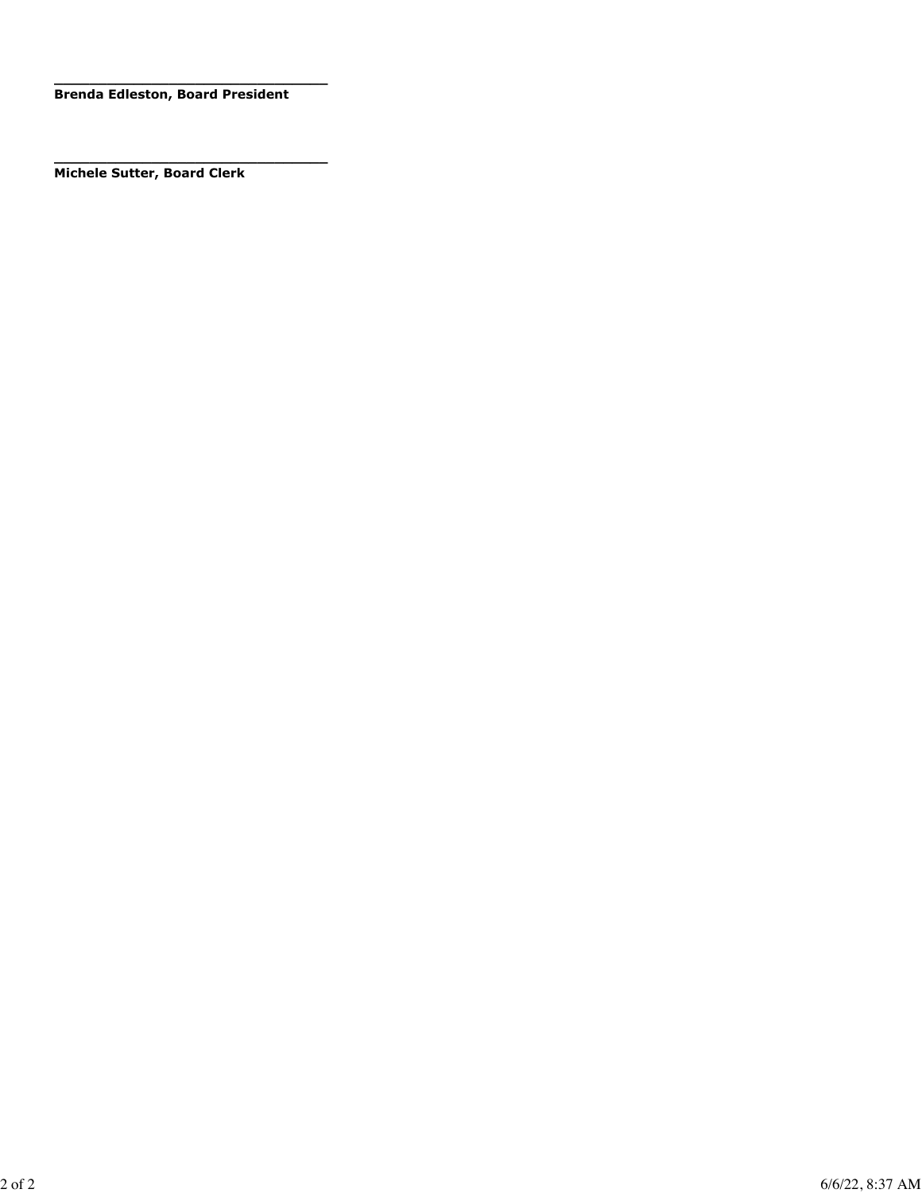______________________________
**Brenda Edleston, Board President**

______________________________
**Michele Sutter, Board Clerk**